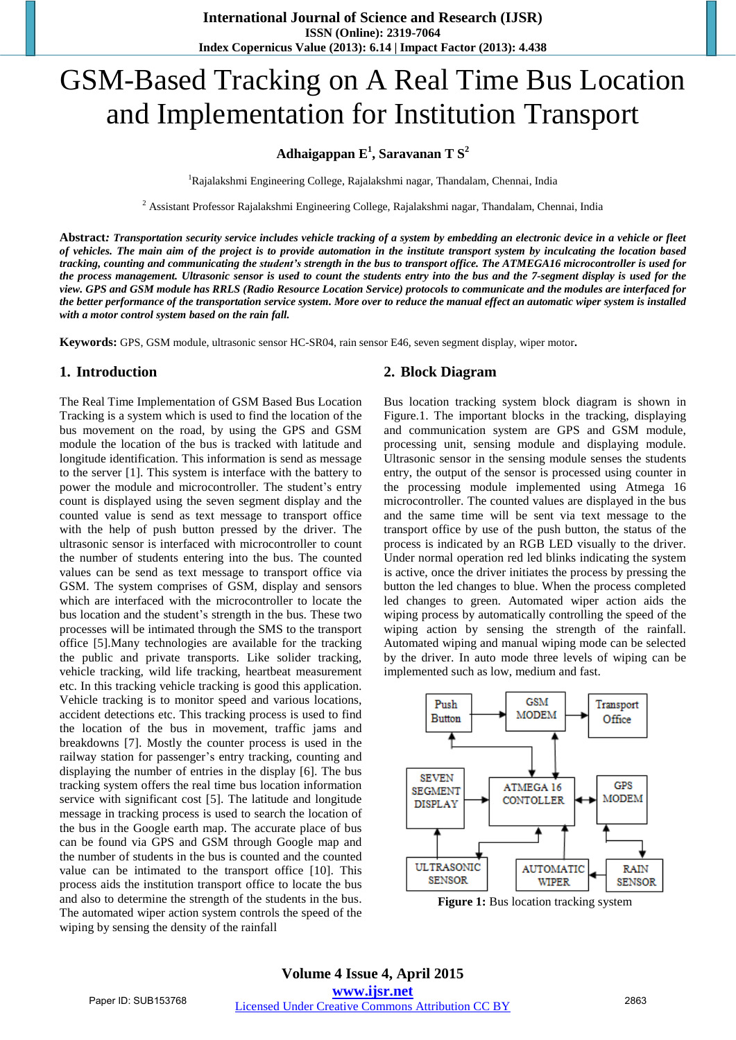# GSM-Based Tracking on A Real Time Bus Location and Implementation for Institution Transport

**Adhaigappan E[1], Saravanan T S[2]**

[1]Rajalakshmi Engineering College, Rajalakshmi nagar, Thandalam, Chennai, India

[2] Assistant Professor Rajalakshmi Engineering College, Rajalakshmi nagar, Thandalam, Chennai, India

**Abstract:** ***Transportation security service includes vehicle tracking of a system by embedding an electronic device in a vehicle or fleet of vehicles. The main aim of the project is to provide automation in the institute transport system by inculcating the location based tracking, counting and communicating the student's strength in the bus to transport office. The ATMEGA16 microcontroller is used for the process management. Ultrasonic sensor is used to count the students entry into the bus and the 7-segment display is used for the view. GPS and GSM module has RRLS (Radio Resource Location Service) protocols to communicate and the modules are interfaced for the better performance of the transportation service system. More over to reduce the manual effect an automatic wiper system is installed with a motor control system based on the rain fall.***

**Keywords:** GPS, GSM module, ultrasonic sensor HC-SR04, rain sensor E46, seven segment display, wiper motor**.**

## 1. Introduction

The Real Time Implementation of GSM Based Bus Location Tracking is a system which is used to find the location of the bus movement on the road, by using the GPS and GSM module the location of the bus is tracked with latitude and longitude identification. This information is send as message to the server [1]. This system is interface with the battery to power the module and microcontroller. The student's entry count is displayed using the seven segment display and the counted value is send as text message to transport office with the help of push button pressed by the driver. The ultrasonic sensor is interfaced with microcontroller to count the number of students entering into the bus. The counted values can be send as text message to transport office via GSM. The system comprises of GSM, display and sensors which are interfaced with the microcontroller to locate the bus location and the student's strength in the bus. These two processes will be intimated through the SMS to the transport office [5].Many technologies are available for the tracking the public and private transports. Like solider tracking, vehicle tracking, wild life tracking, heartbeat measurement etc. In this tracking vehicle tracking is good this application. Vehicle tracking is to monitor speed and various locations, accident detections etc. This tracking process is used to find the location of the bus in movement, traffic jams and breakdowns [7]. Mostly the counter process is used in the railway station for passenger's entry tracking, counting and displaying the number of entries in the display [6]. The bus tracking system offers the real time bus location information service with significant cost [5]. The latitude and longitude message in tracking process is used to search the location of the bus in the Google earth map. The accurate place of bus can be found via GPS and GSM through Google map and the number of students in the bus is counted and the counted value can be intimated to the transport office [10]. This process aids the institution transport office to locate the bus and also to determine the strength of the students in the bus. The automated wiper action system controls the speed of the wiping by sensing the density of the rainfall

## 2. Block Diagram

Bus location tracking system block diagram is shown in Figure.1. The important blocks in the tracking, displaying and communication system are GPS and GSM module, processing unit, sensing module and displaying module. Ultrasonic sensor in the sensing module senses the students entry, the output of the sensor is processed using counter in the processing module implemented using Atmega 16 microcontroller. The counted values are displayed in the bus and the same time will be sent via text message to the transport office by use of the push button, the status of the process is indicated by an RGB LED visually to the driver. Under normal operation red led blinks indicating the system is active, once the driver initiates the process by pressing the button the led changes to blue. When the process completed led changes to green. Automated wiper action aids the wiping process by automatically controlling the speed of the wiping action by sensing the strength of the rainfall. Automated wiping and manual wiping mode can be selected by the driver. In auto mode three levels of wiping can be implemented such as low, medium and fast.

**Figure 1:** Bus location tracking system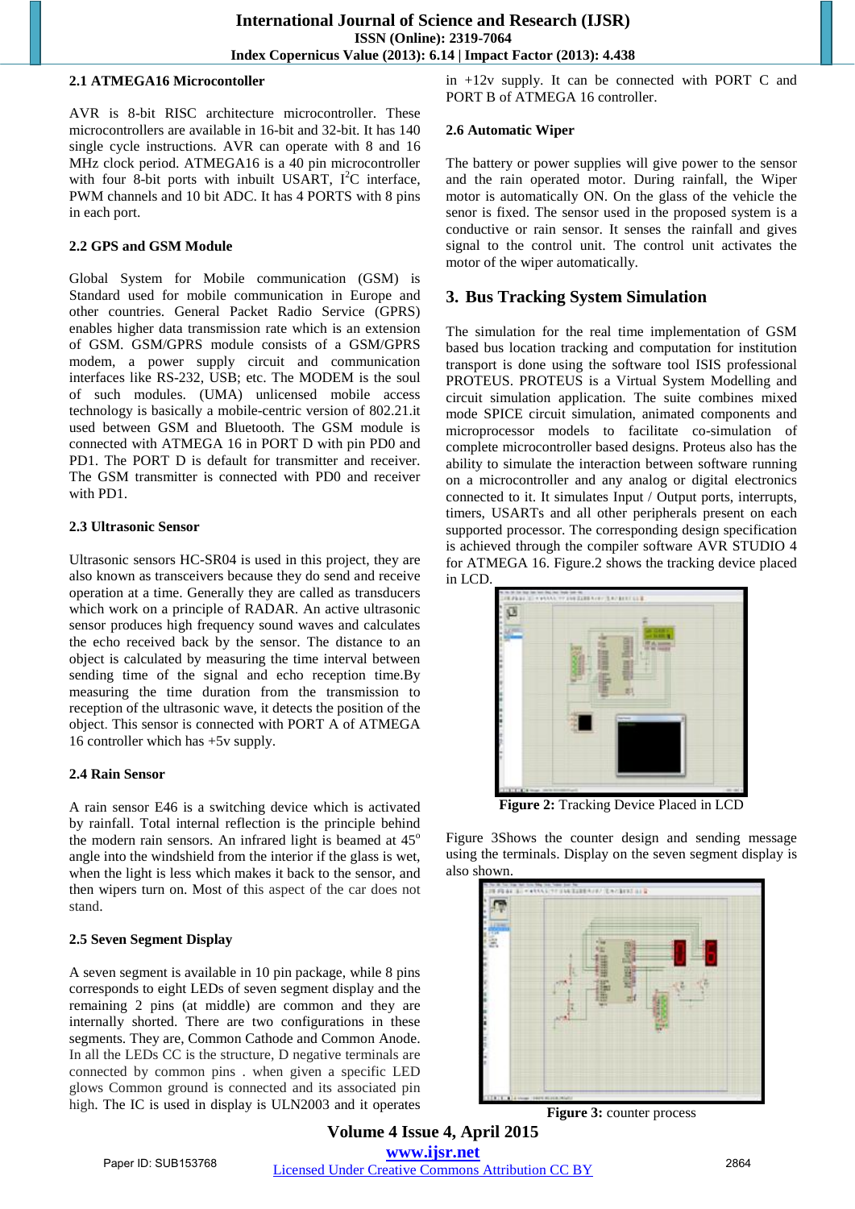### 2.1 ATMEGA16 Microcontoller

AVR is 8-bit RISC architecture microcontroller. These microcontrollers are available in 16-bit and 32-bit. It has 140 single cycle instructions. AVR can operate with 8 and 16 MHz clock period. ATMEGA16 is a 40 pin microcontroller with four 8-bit ports with inbuilt USART, $I^2C$ interface, PWM channels and 10 bit ADC. It has 4 PORTS with 8 pins in each port.

### 2.2 GPS and GSM Module

Global System for Mobile communication (GSM) is Standard used for mobile communication in Europe and other countries. General Packet Radio Service (GPRS) enables higher data transmission rate which is an extension of GSM. GSM/GPRS module consists of a GSM/GPRS modem, a power supply circuit and communication interfaces like RS-232, USB; etc. The MODEM is the soul of such modules. (UMA) unlicensed mobile access technology is basically a mobile-centric version of 802.21.it used between GSM and Bluetooth. The GSM module is connected with ATMEGA 16 in PORT D with pin PD0 and PD1. The PORT D is default for transmitter and receiver. The GSM transmitter is connected with PD0 and receiver with PD1.

### 2.3 Ultrasonic Sensor

Ultrasonic sensors HC-SR04 is used in this project, they are also known as transceivers because they do send and receive operation at a time. Generally they are called as transducers which work on a principle of RADAR. An active ultrasonic sensor produces high frequency sound waves and calculates the echo received back by the sensor. The distance to an object is calculated by measuring the time interval between sending time of the signal and echo reception time.By measuring the time duration from the transmission to reception of the ultrasonic wave, it detects the position of the object. This sensor is connected with PORT A of ATMEGA 16 controller which has +5v supply.

### 2.4 Rain Sensor

A rain sensor E46 is a switching device which is activated by rainfall. Total internal reflection is the principle behind the modern rain sensors. An infrared light is beamed at $45^o$ angle into the windshield from the interior if the glass is wet, when the light is less which makes it back to the sensor, and then wipers turn on. Most of this aspect of the car does not stand.

### 2.5 Seven Segment Display

A seven segment is available in 10 pin package, while 8 pins corresponds to eight LEDs of seven segment display and the remaining 2 pins (at middle) are common and they are internally shorted. There are two configurations in these segments. They are, Common Cathode and Common Anode. In all the LEDs CC is the structure, D negative terminals are connected by common pins . when given a specific LED glows Common ground is connected and its associated pin high. The IC is used in display is ULN2003 and it operates in +12v supply. It can be connected with PORT C and PORT B of ATMEGA 16 controller.

### 2.6 Automatic Wiper

The battery or power supplies will give power to the sensor and the rain operated motor. During rainfall, the Wiper motor is automatically ON. On the glass of the vehicle the senor is fixed. The sensor used in the proposed system is a conductive or rain sensor. It senses the rainfall and gives signal to the control unit. The control unit activates the motor of the wiper automatically.

## 3. Bus Tracking System Simulation

The simulation for the real time implementation of GSM based bus location tracking and computation for institution transport is done using the software tool ISIS professional PROTEUS. PROTEUS is a Virtual System Modelling and circuit simulation application. The suite combines mixed mode SPICE circuit simulation, animated components and microprocessor models to facilitate co-simulation of complete microcontroller based designs. Proteus also has the ability to simulate the interaction between software running on a microcontroller and any analog or digital electronics connected to it. It simulates Input / Output ports, interrupts, timers, USARTs and all other peripherals present on each supported processor. The corresponding design specification is achieved through the compiler software AVR STUDIO 4 for ATMEGA 16. Figure.2 shows the tracking device placed in LCD.

**Figure 2:** Tracking Device Placed in LCD

Figure 3Shows the counter design and sending message using the terminals. Display on the seven segment display is also shown.

**Figure 3:** counter process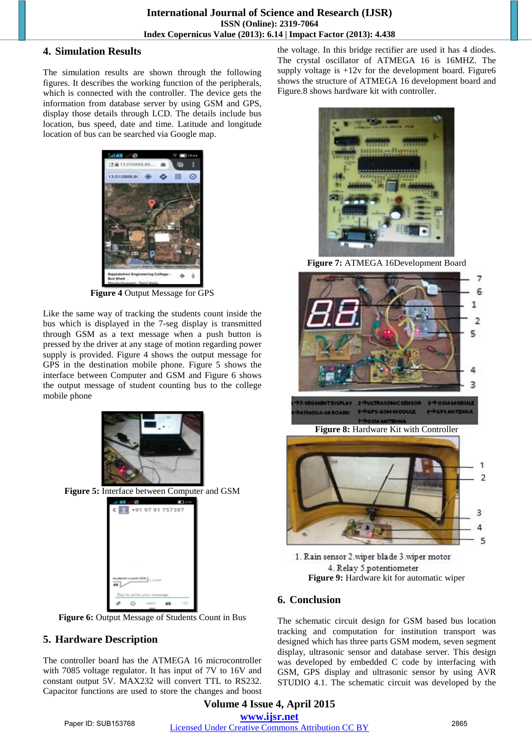## 4. Simulation Results

The simulation results are shown through the following figures. It describes the working function of the peripherals, which is connected with the controller. The device gets the information from database server by using GSM and GPS, display those details through LCD. The details include bus location, bus speed, date and time. Latitude and longitude location of bus can be searched via Google map.

**Figure 4** Output Message for GPS

Like the same way of tracking the students count inside the bus which is displayed in the 7-seg display is transmitted through GSM as a text message when a push button is pressed by the driver at any stage of motion regarding power supply is provided. Figure 4 shows the output message for GPS in the destination mobile phone. Figure 5 shows the interface between Computer and GSM and Figure 6 shows the output message of student counting bus to the college mobile phone

**Figure 5:** Interface between Computer and GSM

**Figure 6:** Output Message of Students Count in Bus

## 5. Hardware Description

The controller board has the ATMEGA 16 microcontroller with 7085 voltage regulator. It has input of 7V to 16V and constant output 5V. MAX232 will convert TTL to RS232. Capacitor functions are used to store the changes and boost the voltage. In this bridge rectifier are used it has 4 diodes. The crystal oscillator of ATMEGA 16 is 16MHZ. The supply voltage is +12v for the development board. Figure6 shows the structure of ATMEGA 16 development board and Figure.8 shows hardware kit with controller.

**Figure 7:** ATMEGA 16Development Board

**Figure 8:** Hardware Kit with Controller

1. Rain sensor 2. wiper blade 3. wiper motor 4. Relay 5. potentiometer

**Figure 9:** Hardware kit for automatic wiper

## 6. Conclusion

The schematic circuit design for GSM based bus location tracking and computation for institution transport was designed which has three parts GSM modem, seven segment display, ultrasonic sensor and database server. This design was developed by embedded C code by interfacing with GSM, GPS display and ultrasonic sensor by using AVR STUDIO 4.1. The schematic circuit was developed by the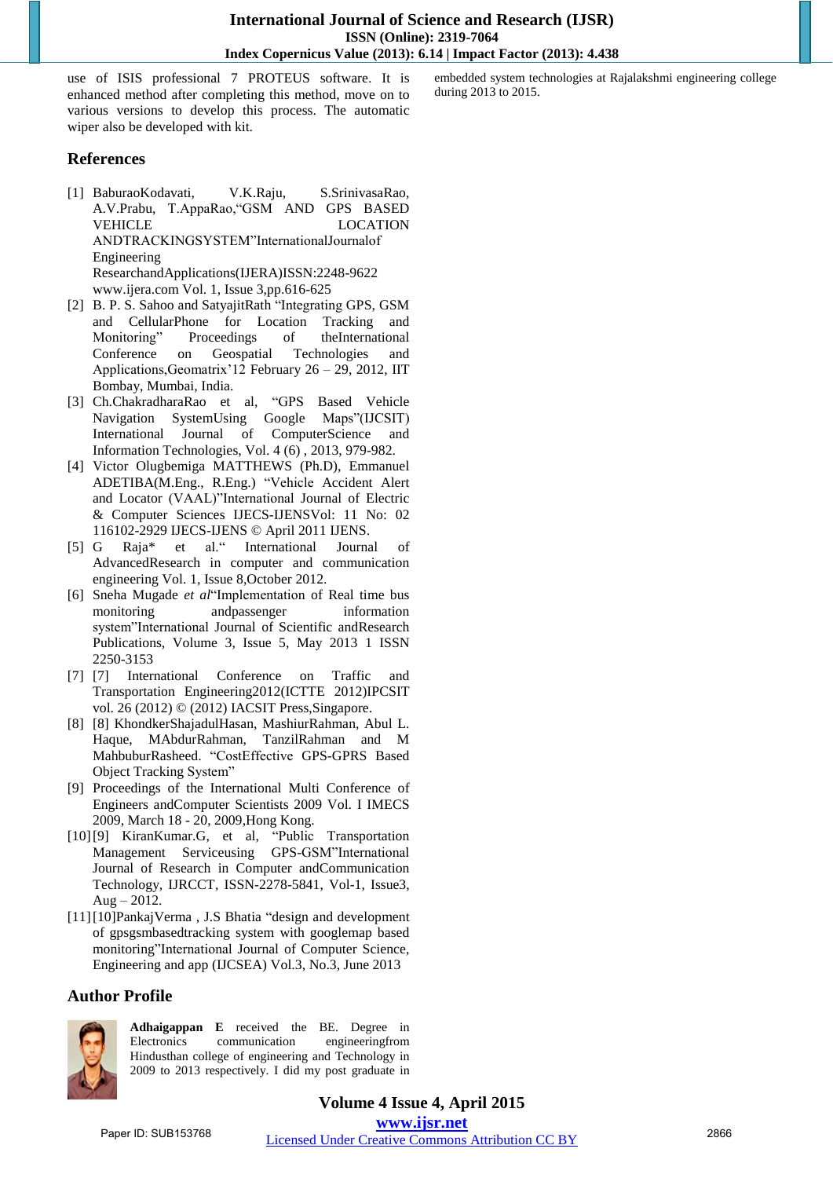use of ISIS professional 7 PROTEUS software. It is enhanced method after completing this method, move on to various versions to develop this process. The automatic wiper also be developed with kit.

## References

[1] BaburaoKodavati, V.K.Raju, S.SrinivasaRao, A.V.Prabu, T.AppaRao,"GSM AND GPS BASED VEHICLE LOCATION ANDTRACKINGSYSTEM"InternationalJournalof Engineering ResearchandApplications(IJERA)ISSN:2248-9622 www.ijera.com Vol. 1, Issue 3,pp.616-625

[2] B. P. S. Sahoo and SatyajitRath "Integrating GPS, GSM and CellularPhone for Location Tracking and Monitoring" Proceedings of theInternational Conference on Geospatial Technologies and Applications,Geomatrix'12 February 26 – 29, 2012, IIT Bombay, Mumbai, India.

[3] Ch.ChakradharaRao et al, "GPS Based Vehicle Navigation SystemUsing Google Maps"(IJCSIT) International Journal of ComputerScience and Information Technologies, Vol. 4 (6) , 2013, 979-982.

[4] Victor Olugbemiga MATTHEWS (Ph.D), Emmanuel ADETIBA(M.Eng., R.Eng.) "Vehicle Accident Alert and Locator (VAAL)"International Journal of Electric & Computer Sciences IJECS-IJENSVol: 11 No: 02 116102-2929 IJECS-IJENS © April 2011 IJENS.

[5] G Raja* et al." International Journal of AdvancedResearch in computer and communication engineering Vol. 1, Issue 8,October 2012.

[6] Sneha Mugade *et al*"Implementation of Real time bus monitoring andpassenger information system"International Journal of Scientific andResearch Publications, Volume 3, Issue 5, May 2013 1 ISSN 2250-3153

[7] [7] International Conference on Traffic and Transportation Engineering2012(ICTTE 2012)IPCSIT vol. 26 (2012) © (2012) IACSIT Press,Singapore.

[8] [8] KhondkerShajadulHasan, MashiurRahman, Abul L. Haque, MAbdurRahman, TanzilRahman and M MahbuburRasheed. "CostEffective GPS-GPRS Based Object Tracking System"

[9] Proceedings of the International Multi Conference of Engineers andComputer Scientists 2009 Vol. I IMECS 2009, March 18 - 20, 2009,Hong Kong.

[10] [9] KiranKumar.G, et al, "Public Transportation Management Serviceusing GPS-GSM"International Journal of Research in Computer andCommunication Technology, IJRCCT, ISSN-2278-5841, Vol-1, Issue3, Aug – 2012.

[11] [10]PankajVerma , J.S Bhatia "design and development of gpsgsmbasedtracking system with googlemap based monitoring"International Journal of Computer Science, Engineering and app (IJCSEA) Vol.3, No.3, June 2013

## Author Profile

**Adhaigappan E** received the BE. Degree in Electronics communication engineeringfrom Hindusthan college of engineering and Technology in 2009 to 2013 respectively. I did my post graduate in embedded system technologies at Rajalakshmi engineering college during 2013 to 2015.